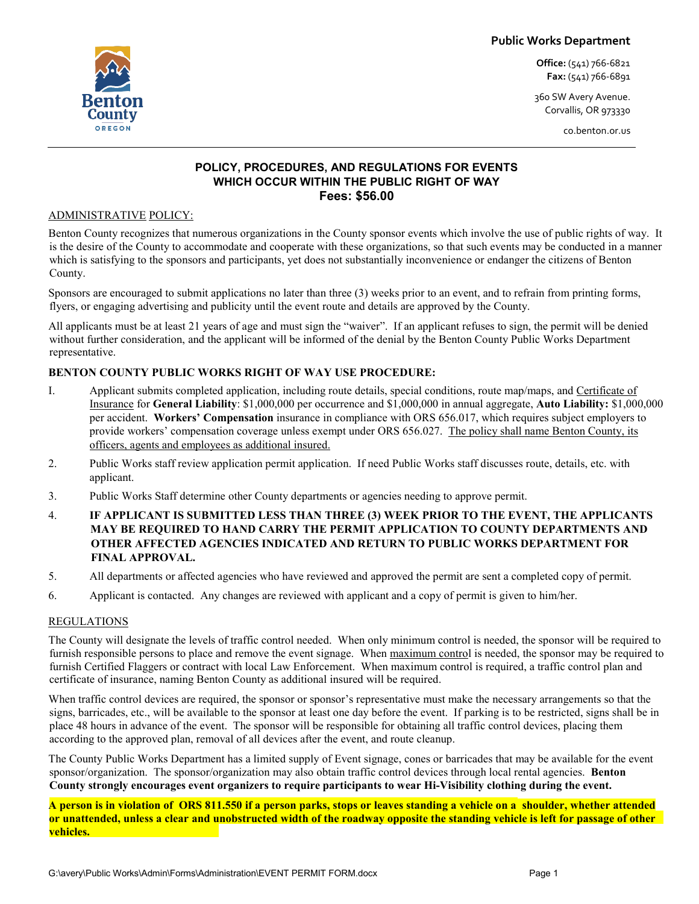**Public Works Department**

**Office:** (541) 766-6821
**Fax:** (541) 766-6891

360 SW Avery Avenue.
Corvallis, OR 973330

co.benton.or.us

## POLICY, PROCEDURES, AND REGULATIONS FOR EVENTS WHICH OCCUR WITHIN THE PUBLIC RIGHT OF WAY

**Fees: $56.00**

ADMINISTRATIVE POLICY:

Benton County recognizes that numerous organizations in the County sponsor events which involve the use of public rights of way. It is the desire of the County to accommodate and cooperate with these organizations, so that such events may be conducted in a manner which is satisfying to the sponsors and participants, yet does not substantially inconvenience or endanger the citizens of Benton County.

Sponsors are encouraged to submit applications no later than three (3) weeks prior to an event, and to refrain from printing forms, flyers, or engaging advertising and publicity until the event route and details are approved by the County.

All applicants must be at least 21 years of age and must sign the "waiver". If an applicant refuses to sign, the permit will be denied without further consideration, and the applicant will be informed of the denial by the Benton County Public Works Department representative.

**BENTON COUNTY PUBLIC WORKS RIGHT OF WAY USE PROCEDURE:**

I. Applicant submits completed application, including route details, special conditions, route map/maps, and Certificate of Insurance for **General Liability**: $1,000,000 per occurrence and $1,000,000 in annual aggregate, **Auto Liability:** $1,000,000 per accident. **Workers' Compensation** insurance in compliance with ORS 656.017, which requires subject employers to provide workers' compensation coverage unless exempt under ORS 656.027. The policy shall name Benton County, its officers, agents and employees as additional insured.

2. Public Works staff review application permit application. If need Public Works staff discusses route, details, etc. with applicant.

3. Public Works Staff determine other County departments or agencies needing to approve permit.

4. **IF APPLICANT IS SUBMITTED LESS THAN THREE (3) WEEK PRIOR TO THE EVENT, THE APPLICANTS MAY BE REQUIRED TO HAND CARRY THE PERMIT APPLICATION TO COUNTY DEPARTMENTS AND OTHER AFFECTED AGENCIES INDICATED AND RETURN TO PUBLIC WORKS DEPARTMENT FOR FINAL APPROVAL.**

5. All departments or affected agencies who have reviewed and approved the permit are sent a completed copy of permit.

6. Applicant is contacted. Any changes are reviewed with applicant and a copy of permit is given to him/her.

REGULATIONS

The County will designate the levels of traffic control needed. When only minimum control is needed, the sponsor will be required to furnish responsible persons to place and remove the event signage. When maximum control is needed, the sponsor may be required to furnish Certified Flaggers or contract with local Law Enforcement. When maximum control is required, a traffic control plan and certificate of insurance, naming Benton County as additional insured will be required.

When traffic control devices are required, the sponsor or sponsor's representative must make the necessary arrangements so that the signs, barricades, etc., will be available to the sponsor at least one day before the event. If parking is to be restricted, signs shall be in place 48 hours in advance of the event. The sponsor will be responsible for obtaining all traffic control devices, placing them according to the approved plan, removal of all devices after the event, and route cleanup.

The County Public Works Department has a limited supply of Event signage, cones or barricades that may be available for the event sponsor/organization. The sponsor/organization may also obtain traffic control devices through local rental agencies. **Benton County strongly encourages event organizers to require participants to wear Hi-Visibility clothing during the event.**

**A person is in violation of ORS 811.550 if a person parks, stops or leaves standing a vehicle on a shoulder, whether attended or unattended, unless a clear and unobstructed width of the roadway opposite the standing vehicle is left for passage of other vehicles.**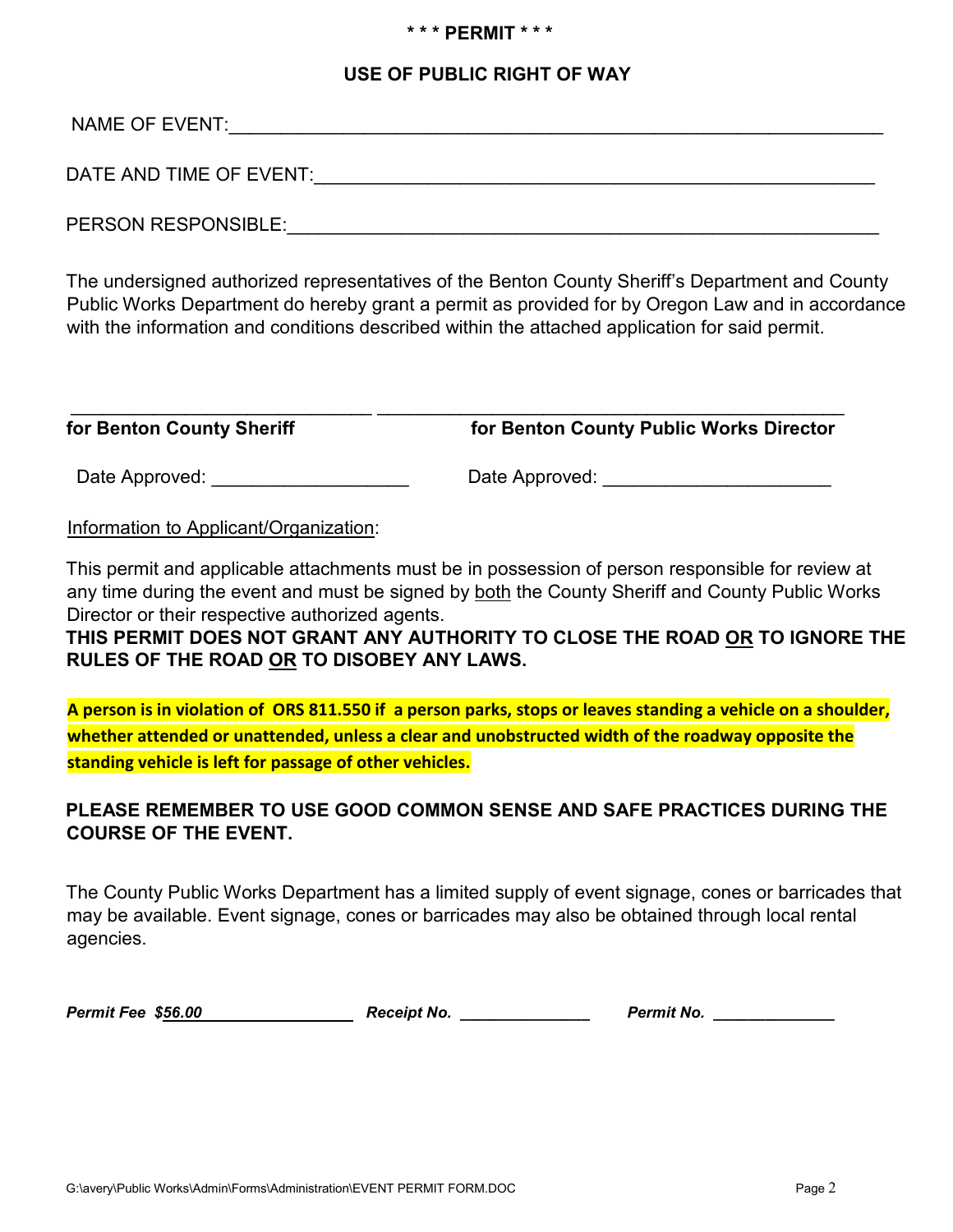**\* \* \* PERMIT \* \* \***

**USE OF PUBLIC RIGHT OF WAY**

NAME OF EVENT:_______________________________________________________________

DATE AND TIME OF EVENT:_____________________________________________________

PERSON RESPONSIBLE:_________________________________________________________

The undersigned authorized representatives of the Benton County Sheriff's Department and County Public Works Department do hereby grant a permit as provided for by Oregon Law and in accordance with the information and conditions described within the attached application for said permit.

_____________________________ _____________________________________________

**for Benton County Sheriff** **for Benton County Public Works Director**

Date Approved: ___________________ Date Approved: _____________________

Information to Applicant/Organization:

This permit and applicable attachments must be in possession of person responsible for review at any time during the event and must be signed by both the County Sheriff and County Public Works Director or their respective authorized agents.

**THIS PERMIT DOES NOT GRANT ANY AUTHORITY TO CLOSE THE ROAD OR TO IGNORE THE RULES OF THE ROAD OR TO DISOBEY ANY LAWS.**

**A person is in violation of ORS 811.550 if a person parks, stops or leaves standing a vehicle on a shoulder, whether attended or unattended, unless a clear and unobstructed width of the roadway opposite the standing vehicle is left for passage of other vehicles.**

**PLEASE REMEMBER TO USE GOOD COMMON SENSE AND SAFE PRACTICES DURING THE COURSE OF THE EVENT.**

The County Public Works Department has a limited supply of event signage, cones or barricades that may be available. Event signage, cones or barricades may also be obtained through local rental agencies.

***Permit Fee $56.00*** ***Receipt No.*** ______________ ***Permit No.*** _____________

G:\avery\Public Works\Admin\Forms\Administration\EVENT PERMIT FORM.DOC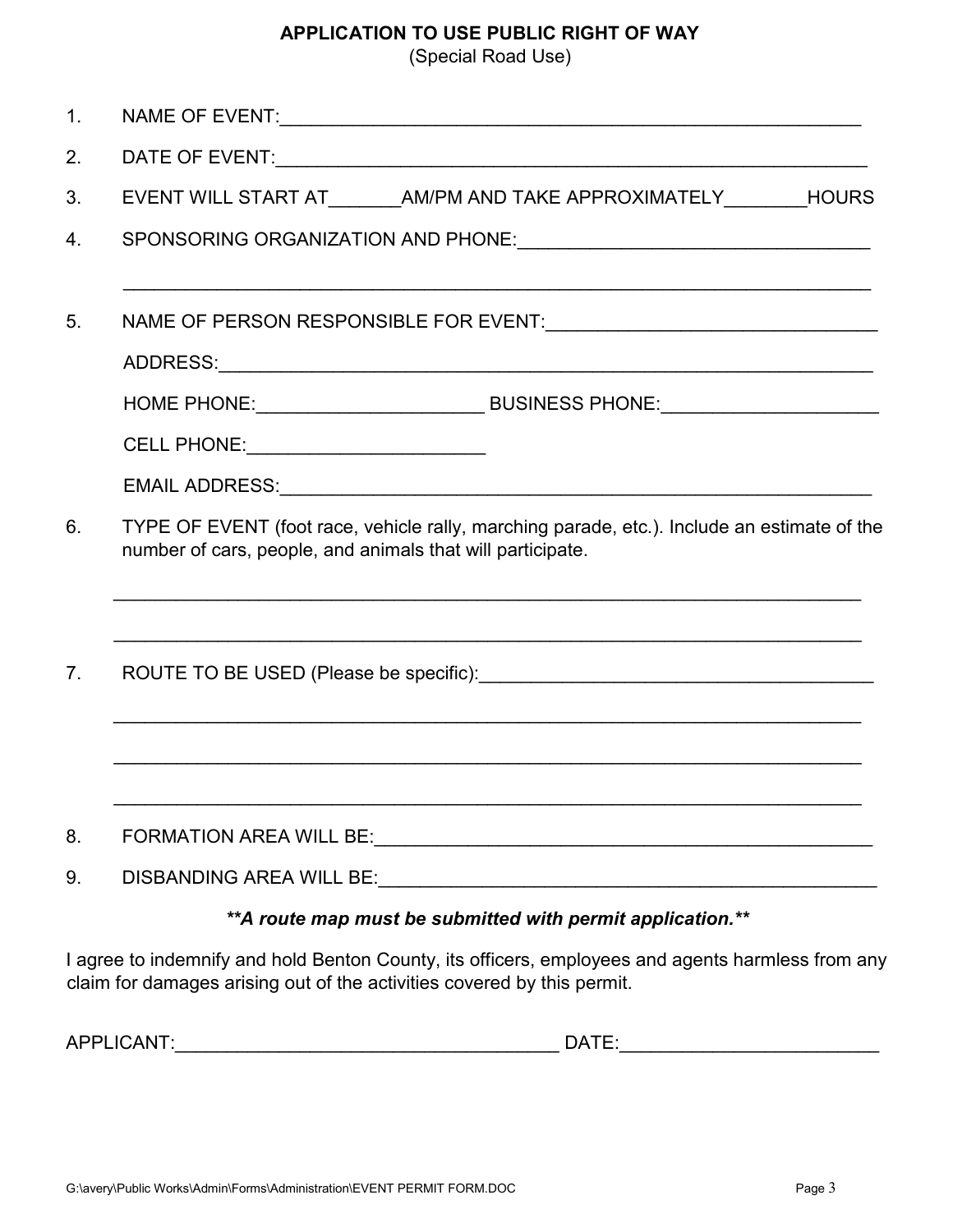**APPLICATION TO USE PUBLIC RIGHT OF WAY**
(Special Road Use)

1. NAME OF EVENT:\_\_\_\_\_\_\_\_\_\_\_\_\_\_\_\_\_\_\_\_\_\_\_\_\_\_\_\_\_\_\_\_\_\_\_\_\_\_\_\_\_\_\_\_\_\_\_\_\_\_\_\_

2. DATE OF EVENT:\_\_\_\_\_\_\_\_\_\_\_\_\_\_\_\_\_\_\_\_\_\_\_\_\_\_\_\_\_\_\_\_\_\_\_\_\_\_\_\_\_\_\_\_\_\_\_\_\_\_\_\_

3. EVENT WILL START AT\_\_\_\_\_\_\_AM/PM AND TAKE APPROXIMATELY\_\_\_\_\_\_\_\_HOURS

4. SPONSORING ORGANIZATION AND PHONE:\_\_\_\_\_\_\_\_\_\_\_\_\_\_\_\_\_\_\_\_\_\_\_\_\_\_\_\_\_\_\_\_\_\_

   \_\_\_\_\_\_\_\_\_\_\_\_\_\_\_\_\_\_\_\_\_\_\_\_\_\_\_\_\_\_\_\_\_\_\_\_\_\_\_\_\_\_\_\_\_\_\_\_\_\_\_\_\_\_\_\_\_\_\_\_\_\_\_\_\_\_\_\_

5. NAME OF PERSON RESPONSIBLE FOR EVENT:\_\_\_\_\_\_\_\_\_\_\_\_\_\_\_\_\_\_\_\_\_\_\_\_\_\_\_\_\_\_\_\_

   ADDRESS:\_\_\_\_\_\_\_\_\_\_\_\_\_\_\_\_\_\_\_\_\_\_\_\_\_\_\_\_\_\_\_\_\_\_\_\_\_\_\_\_\_\_\_\_\_\_\_\_\_\_\_\_\_\_\_\_\_\_\_

   HOME PHONE:\_\_\_\_\_\_\_\_\_\_\_\_\_\_\_\_\_\_\_\_\_\_ BUSINESS PHONE:\_\_\_\_\_\_\_\_\_\_\_\_\_\_\_\_\_\_\_\_\_

   CELL PHONE:\_\_\_\_\_\_\_\_\_\_\_\_\_\_\_\_\_\_\_\_\_\_\_

   EMAIL ADDRESS:\_\_\_\_\_\_\_\_\_\_\_\_\_\_\_\_\_\_\_\_\_\_\_\_\_\_\_\_\_\_\_\_\_\_\_\_\_\_\_\_\_\_\_\_\_\_\_\_\_\_\_\_\_\_\_

6. TYPE OF EVENT (foot race, vehicle rally, marching parade, etc.). Include an estimate of the number of cars, people, and animals that will participate.

   \_\_\_\_\_\_\_\_\_\_\_\_\_\_\_\_\_\_\_\_\_\_\_\_\_\_\_\_\_\_\_\_\_\_\_\_\_\_\_\_\_\_\_\_\_\_\_\_\_\_\_\_\_\_\_\_\_\_\_\_\_\_\_\_\_\_\_\_

   \_\_\_\_\_\_\_\_\_\_\_\_\_\_\_\_\_\_\_\_\_\_\_\_\_\_\_\_\_\_\_\_\_\_\_\_\_\_\_\_\_\_\_\_\_\_\_\_\_\_\_\_\_\_\_\_\_\_\_\_\_\_\_\_\_\_\_\_

7. ROUTE TO BE USED (Please be specific):\_\_\_\_\_\_\_\_\_\_\_\_\_\_\_\_\_\_\_\_\_\_\_\_\_\_\_\_\_\_\_\_\_\_\_\_\_\_\_

   \_\_\_\_\_\_\_\_\_\_\_\_\_\_\_\_\_\_\_\_\_\_\_\_\_\_\_\_\_\_\_\_\_\_\_\_\_\_\_\_\_\_\_\_\_\_\_\_\_\_\_\_\_\_\_\_\_\_\_\_\_\_\_\_\_\_\_\_

   \_\_\_\_\_\_\_\_\_\_\_\_\_\_\_\_\_\_\_\_\_\_\_\_\_\_\_\_\_\_\_\_\_\_\_\_\_\_\_\_\_\_\_\_\_\_\_\_\_\_\_\_\_\_\_\_\_\_\_\_\_\_\_\_\_\_\_\_

   \_\_\_\_\_\_\_\_\_\_\_\_\_\_\_\_\_\_\_\_\_\_\_\_\_\_\_\_\_\_\_\_\_\_\_\_\_\_\_\_\_\_\_\_\_\_\_\_\_\_\_\_\_\_\_\_\_\_\_\_\_\_\_\_\_\_\_\_

8. FORMATION AREA WILL BE:\_\_\_\_\_\_\_\_\_\_\_\_\_\_\_\_\_\_\_\_\_\_\_\_\_\_\_\_\_\_\_\_\_\_\_\_\_\_\_\_\_\_\_\_\_\_\_\_

9. DISBANDING AREA WILL BE:\_\_\_\_\_\_\_\_\_\_\_\_\_\_\_\_\_\_\_\_\_\_\_\_\_\_\_\_\_\_\_\_\_\_\_\_\_\_\_\_\_\_\_\_\_\_\_\_

***\*\*A route map must be submitted with permit application.\*\****

I agree to indemnify and hold Benton County, its officers, employees and agents harmless from any claim for damages arising out of the activities covered by this permit.

APPLICANT:\_\_\_\_\_\_\_\_\_\_\_\_\_\_\_\_\_\_\_\_\_\_\_\_\_\_\_\_\_\_\_\_\_\_\_\_\_\_ DATE:\_\_\_\_\_\_\_\_\_\_\_\_\_\_\_\_\_\_\_\_\_\_\_\_\_

G:\avery\Public Works\Admin\Forms\Administration\EVENT PERMIT FORM.DOC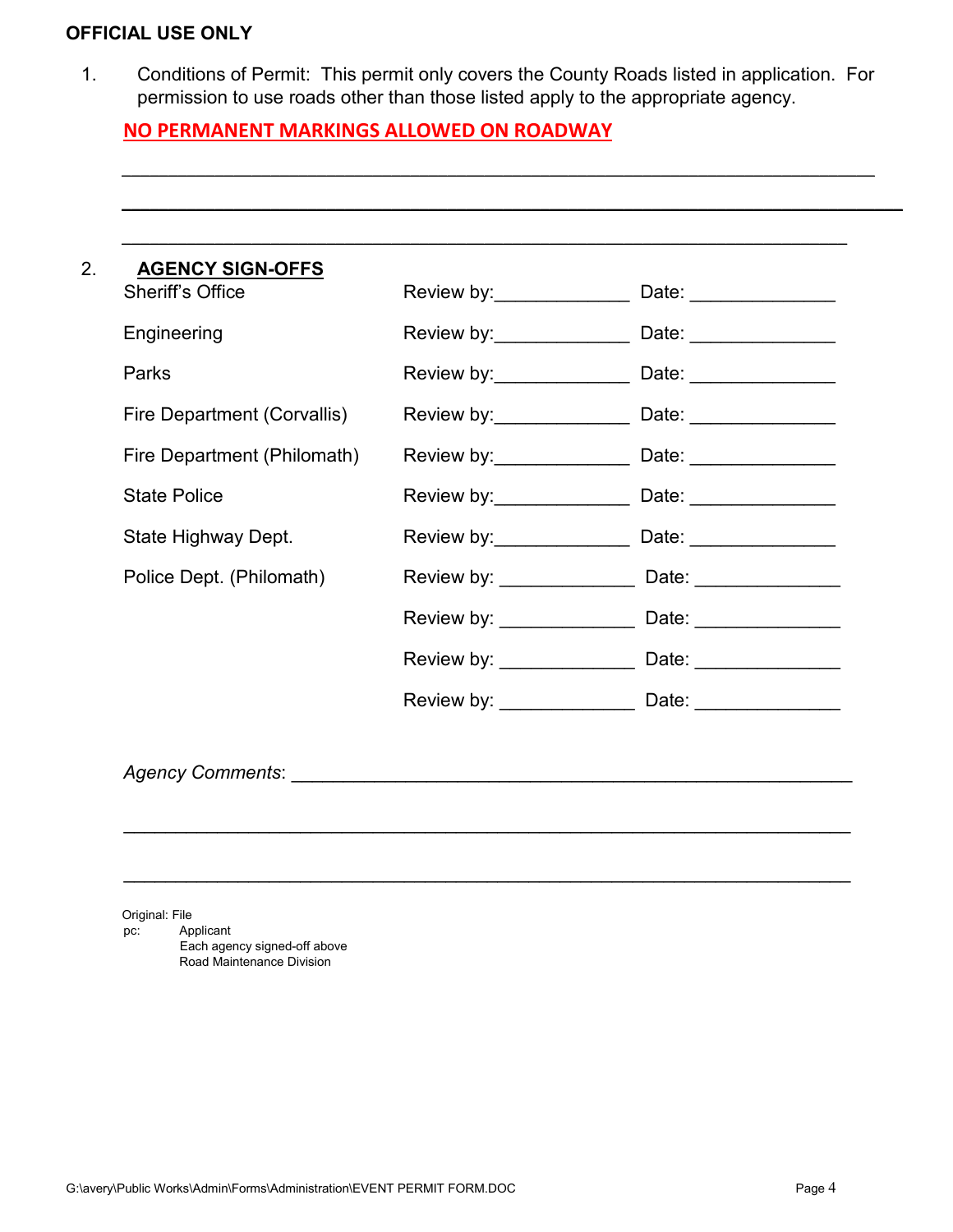**OFFICIAL USE ONLY**

1. Conditions of Permit: This permit only covers the County Roads listed in application. For permission to use roads other than those listed apply to the appropriate agency.

   **NO PERMANENT MARKINGS ALLOWED ON ROADWAY**

   ______________________________________________________________________

   ______________________________________________________________________

   ______________________________________________________________________

2. **AGENCY SIGN-OFFS**

| | | |
|---|---|---|
| Sheriff's Office | Review by:_____________ | Date: ______________ |
| Engineering | Review by:_____________ | Date: ______________ |
| Parks | Review by:_____________ | Date: ______________ |
| Fire Department (Corvallis) | Review by:_____________ | Date: ______________ |
| Fire Department (Philomath) | Review by:_____________ | Date: ______________ |
| State Police | Review by:_____________ | Date: ______________ |
| State Highway Dept. | Review by:_____________ | Date: ______________ |
| Police Dept. (Philomath) | Review by: _____________ | Date: ______________ |
| | Review by: _____________ | Date: ______________ |
| | Review by: _____________ | Date: ______________ |
| | Review by: _____________ | Date: ______________ |

*Agency Comments*: ______________________________________________________

______________________________________________________________________

______________________________________________________________________

Original: File
pc: Applicant
Each agency signed-off above
Road Maintenance Division

G:\avery\Public Works\Admin\Forms\Administration\EVENT PERMIT FORM.DOC